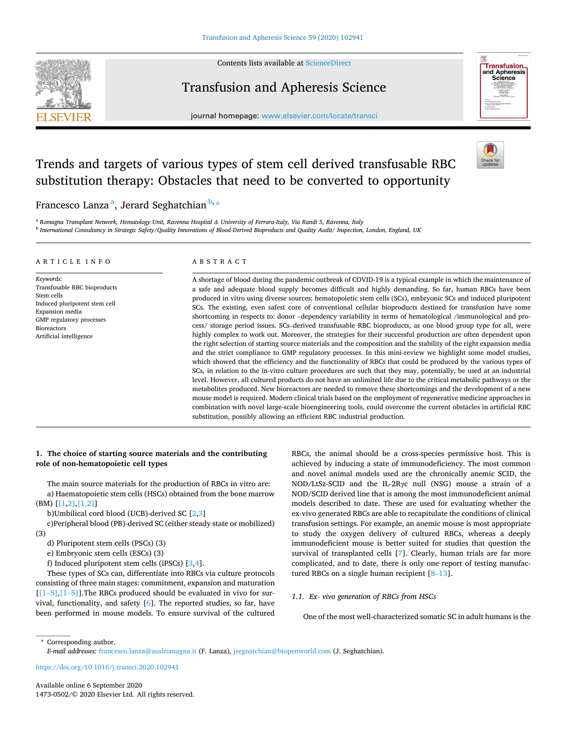# Trends and targets of various types of stem cell derived transfusable RBC substitution therapy: Obstacles that need to be converted to opportunity

Francesco Lanza [a], Jerard Seghatchian [b,*]

[a] Romagna Transplant Network, Hematology Unit, Ravenna Hospital & University of Ferrara-Italy, Via Randi 5, Ravenna, Italy

[b] International Consultancy in Strategic Safety/Quality Innovations of Blood-Derived Bioproducts and Quality Audit/ Inspection, London, England, UK

## ARTICLE INFO

*Keywords:*
Transfusable RBC bioproducts
Stem cells
Induced pluripotent stem cell
Expansion media
GMP regulatory processes
Bioreactors
Artificial intelligence

## ABSTRACT

A shortage of blood during the pandemic outbreak of COVID-19 is a typical example in which the maintenance of a safe and adequate blood supply becomes difficult and highly demanding. So far, human RBCs have been produced in vitro using diverse sources: hematopoietic stem cells (SCs), embryonic SCs and induced pluripotent SCs. The existing, even safest core of conventional cellular bioproducts destined for transfusion have some shortcoming in respects to: donor –dependency variability in terms of hematological /immunological and process/ storage period issues. SCs–derived transfusable RBC bioproducts, as one blood group type for all, were highly complex to work out. Moreover, the strategies for their successful production are often dependent upon the right selection of starting source materials and the composition and the stability of the right expansion media and the strict compliance to GMP regulatory processes. In this mini-review we highlight some model studies, which showed that the efficiency and the functionality of RBCs that could be produced by the various types of SCs, in relation to the in-vitro culture procedures are such that they may, potentially, be used at an industrial level. However, all cultured products do not have an unlimited life due to the critical metabolic pathways or the metabolites produced. New bioreactors are needed to remove these shortcomings and the development of a new mouse model is required. Modern clinical trials based on the employment of regenerative medicine approaches in combination with novel large-scale bioengineering tools, could overcome the current obstacles in artificial RBC substitution, possibly allowing an efficient RBC industrial production.

## 1. The choice of starting source materials and the contributing role of non-hematopoietic cell types

The main source materials for the production of RBCs in vitro are:

a) Haematopoietic stem cells (HSCs) obtained from the bone marrow (BM) [[1,2],[1,2]]

b)Umbilical cord blood (UCB)-derived SC [2,3]

c)Peripheral blood (PB)-derived SC (either steady state or mobilized) (3)

d) Pluripotent stem cells (PSCs) (3)

e) Embryonic stem cells (ESCs) (3)

f) Induced pluripotent stem cells (iPSCs) [3,4].

These types of SCs can, differentiate into RBCs via culture protocols consisting of three main stages: commitment, expansion and maturation [[1–5],[1–5]].The RBCs produced should be evaluated in vivo for survival, functionality, and safety [6]. The reported studies, so far, have been performed in mouse models. To ensure survival of the cultured RBCs, the animal should be a cross-species permissive host. This is achieved by inducing a state of immunodeficiency. The most common and novel animal models used are the chronically anemic SCID, the NOD/LtSz-SCID and the IL-2Rγc null (NSG) mouse a strain of a NOD/SCID derived line that is among the most immunodeficient animal models described to date. These are used for evaluating whether the ex-vivo generated RBCs are able to recapitulate the conditions of clinical transfusion settings. For example, an anemic mouse is most appropriate to study the oxygen delivery of cultured RBCs, whereas a deeply immunodeficient mouse is better suited for studies that question the survival of transplanted cells [7]. Clearly, human trials are far more complicated, and to date, there is only one report of testing manufactured RBCs on a single human recipient [8–13].

### 1.1. Ex- vivo generation of RBCs from HSCs

One of the most well-characterized somatic SC in adult humans is the

---

* Corresponding author.
*E-mail addresses:* francesco.lanza@auslromagna.it (F. Lanza), jsegnatchian@btopenworld.com (J. Seghatchian).

https://doi.org/10.1016/j.transci.2020.102941

Available online 6 September 2020
1473-0502/© 2020 Elsevier Ltd. All rights reserved.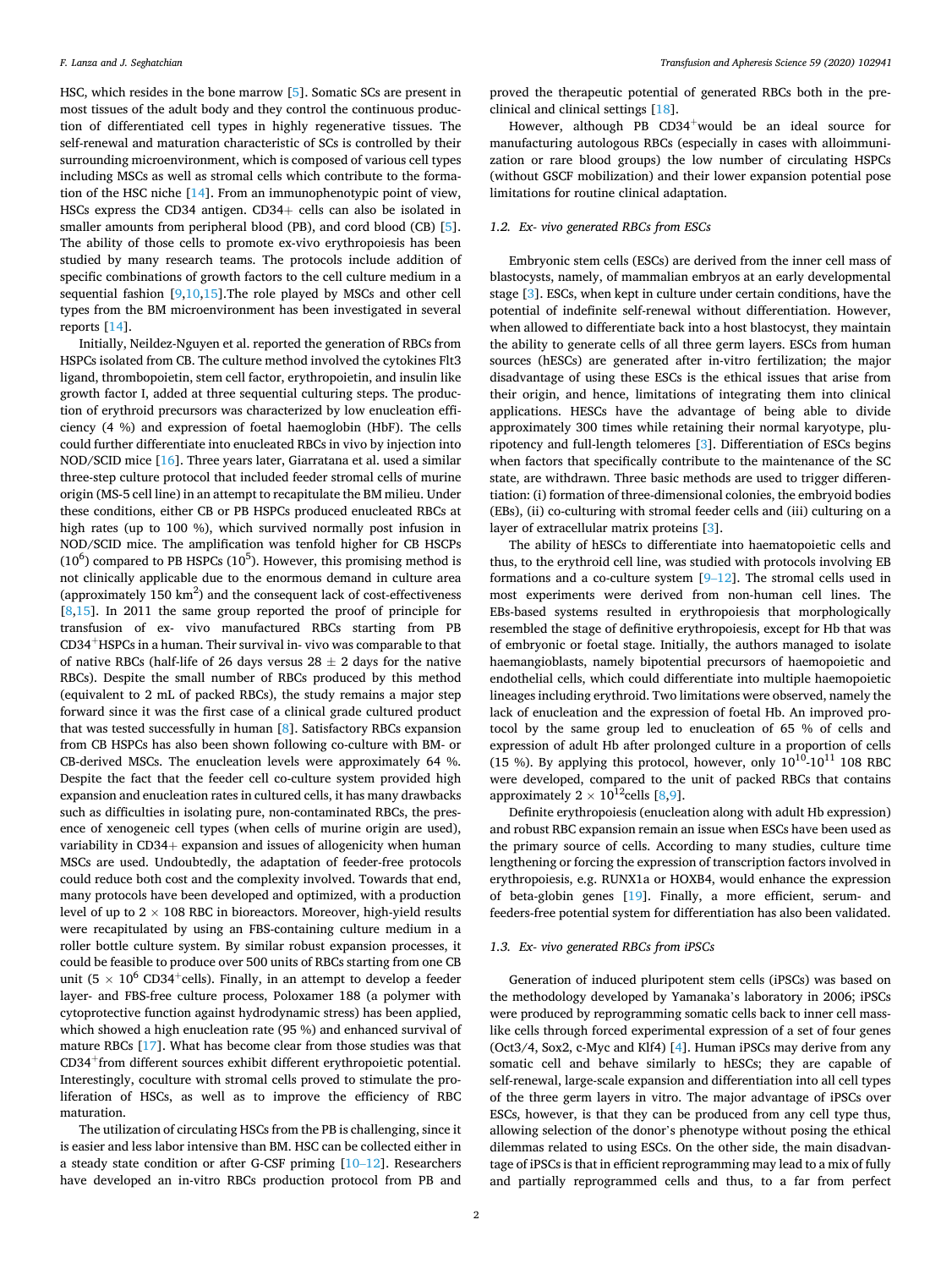HSC, which resides in the bone marrow [5]. Somatic SCs are present in most tissues of the adult body and they control the continuous production of differentiated cell types in highly regenerative tissues. The self-renewal and maturation characteristic of SCs is controlled by their surrounding microenvironment, which is composed of various cell types including MSCs as well as stromal cells which contribute to the formation of the HSC niche [14]. From an immunophenotypic point of view, HSCs express the CD34 antigen. CD34+ cells can also be isolated in smaller amounts from peripheral blood (PB), and cord blood (CB) [5]. The ability of those cells to promote ex-vivo erythropoiesis has been studied by many research teams. The protocols include addition of specific combinations of growth factors to the cell culture medium in a sequential fashion [9,10,15].The role played by MSCs and other cell types from the BM microenvironment has been investigated in several reports [14].

Initially, Neildez-Nguyen et al. reported the generation of RBCs from HSPCs isolated from CB. The culture method involved the cytokines Flt3 ligand, thrombopoietin, stem cell factor, erythropoietin, and insulin like growth factor I, added at three sequential culturing steps. The production of erythroid precursors was characterized by low enucleation efficiency (4 %) and expression of foetal haemoglobin (HbF). The cells could further differentiate into enucleated RBCs in vivo by injection into NOD/SCID mice [16]. Three years later, Giarratana et al. used a similar three-step culture protocol that included feeder stromal cells of murine origin (MS-5 cell line) in an attempt to recapitulate the BM milieu. Under these conditions, either CB or PB HSPCs produced enucleated RBCs at high rates (up to 100 %), which survived normally post infusion in NOD/SCID mice. The amplification was tenfold higher for CB HSCPs ($10^6$) compared to PB HSPCs ($10^5$). However, this promising method is not clinically applicable due to the enormous demand in culture area (approximately 150 $km^2$) and the consequent lack of cost-effectiveness [8,15]. In 2011 the same group reported the proof of principle for transfusion of ex- vivo manufactured RBCs starting from PB $CD34^+$HSPCs in a human. Their survival in- vivo was comparable to that of native RBCs (half-life of 26 days versus 28 ± 2 days for the native RBCs). Despite the small number of RBCs produced by this method (equivalent to 2 mL of packed RBCs), the study remains a major step forward since it was the first case of a clinical grade cultured product that was tested successfully in human [8]. Satisfactory RBCs expansion from CB HSPCs has also been shown following co-culture with BM- or CB-derived MSCs. The enucleation levels were approximately 64 %. Despite the fact that the feeder cell co-culture system provided high expansion and enucleation rates in cultured cells, it has many drawbacks such as difficulties in isolating pure, non-contaminated RBCs, the presence of xenogeneic cell types (when cells of murine origin are used), variability in CD34+ expansion and issues of allogenicity when human MSCs are used. Undoubtedly, the adaptation of feeder-free protocols could reduce both cost and the complexity involved. Towards that end, many protocols have been developed and optimized, with a production level of up to 2 × 108 RBC in bioreactors. Moreover, high-yield results were recapitulated by using an FBS-containing culture medium in a roller bottle culture system. By similar robust expansion processes, it could be feasible to produce over 500 units of RBCs starting from one CB unit ($5 \times 10^6$ $CD34^+$cells). Finally, in an attempt to develop a feeder layer- and FBS-free culture process, Poloxamer 188 (a polymer with cytoprotective function against hydrodynamic stress) has been applied, which showed a high enucleation rate (95 %) and enhanced survival of mature RBCs [17]. What has become clear from those studies was that $CD34^+$from different sources exhibit different erythropoietic potential. Interestingly, coculture with stromal cells proved to stimulate the proliferation of HSCs, as well as to improve the efficiency of RBC maturation.

The utilization of circulating HSCs from the PB is challenging, since it is easier and less labor intensive than BM. HSC can be collected either in a steady state condition or after G-CSF priming [10–12]. Researchers have developed an in-vitro RBCs production protocol from PB and proved the therapeutic potential of generated RBCs both in the preclinical and clinical settings [18].

However, although PB $CD34^+$would be an ideal source for manufacturing autologous RBCs (especially in cases with alloimmunization or rare blood groups) the low number of circulating HSPCs (without GSCF mobilization) and their lower expansion potential pose limitations for routine clinical adaptation.

### 1.2. Ex- vivo generated RBCs from ESCs

Embryonic stem cells (ESCs) are derived from the inner cell mass of blastocysts, namely, of mammalian embryos at an early developmental stage [3]. ESCs, when kept in culture under certain conditions, have the potential of indefinite self-renewal without differentiation. However, when allowed to differentiate back into a host blastocyst, they maintain the ability to generate cells of all three germ layers. ESCs from human sources (hESCs) are generated after in-vitro fertilization; the major disadvantage of using these ESCs is the ethical issues that arise from their origin, and hence, limitations of integrating them into clinical applications. HESCs have the advantage of being able to divide approximately 300 times while retaining their normal karyotype, pluripotency and full-length telomeres [3]. Differentiation of ESCs begins when factors that specifically contribute to the maintenance of the SC state, are withdrawn. Three basic methods are used to trigger differentiation: (i) formation of three-dimensional colonies, the embryoid bodies (EBs), (ii) co-culturing with stromal feeder cells and (iii) culturing on a layer of extracellular matrix proteins [3].

The ability of hESCs to differentiate into haematopoietic cells and thus, to the erythroid cell line, was studied with protocols involving EB formations and a co-culture system [9–12]. The stromal cells used in most experiments were derived from non-human cell lines. The EBs-based systems resulted in erythropoiesis that morphologically resembled the stage of definitive erythropoiesis, except for Hb that was of embryonic or foetal stage. Initially, the authors managed to isolate haemangioblasts, namely bipotential precursors of haemopoietic and endothelial cells, which could differentiate into multiple haemopoietic lineages including erythroid. Two limitations were observed, namely the lack of enucleation and the expression of foetal Hb. An improved protocol by the same group led to enucleation of 65 % of cells and expression of adult Hb after prolonged culture in a proportion of cells (15 %). By applying this protocol, however, only $10^{10}$-$10^{11}$ 108 RBC were developed, compared to the unit of packed RBCs that contains approximately $2 \times 10^{12}$cells [8,9].

Definite erythropoiesis (enucleation along with adult Hb expression) and robust RBC expansion remain an issue when ESCs have been used as the primary source of cells. According to many studies, culture time lengthening or forcing the expression of transcription factors involved in erythropoiesis, e.g. RUNX1a or HOXB4, would enhance the expression of beta-globin genes [19]. Finally, a more efficient, serum- and feeders-free potential system for differentiation has also been validated.

### 1.3. Ex- vivo generated RBCs from iPSCs

Generation of induced pluripotent stem cells (iPSCs) was based on the methodology developed by Yamanaka's laboratory in 2006; iPSCs were produced by reprogramming somatic cells back to inner cell mass-like cells through forced experimental expression of a set of four genes (Oct3/4, Sox2, c-Myc and Klf4) [4]. Human iPSCs may derive from any somatic cell and behave similarly to hESCs; they are capable of self-renewal, large-scale expansion and differentiation into all cell types of the three germ layers in vitro. The major advantage of iPSCs over ESCs, however, is that they can be produced from any cell type thus, allowing selection of the donor's phenotype without posing the ethical dilemmas related to using ESCs. On the other side, the main disadvantage of iPSCs is that in efficient reprogramming may lead to a mix of fully and partially reprogrammed cells and thus, to a far from perfect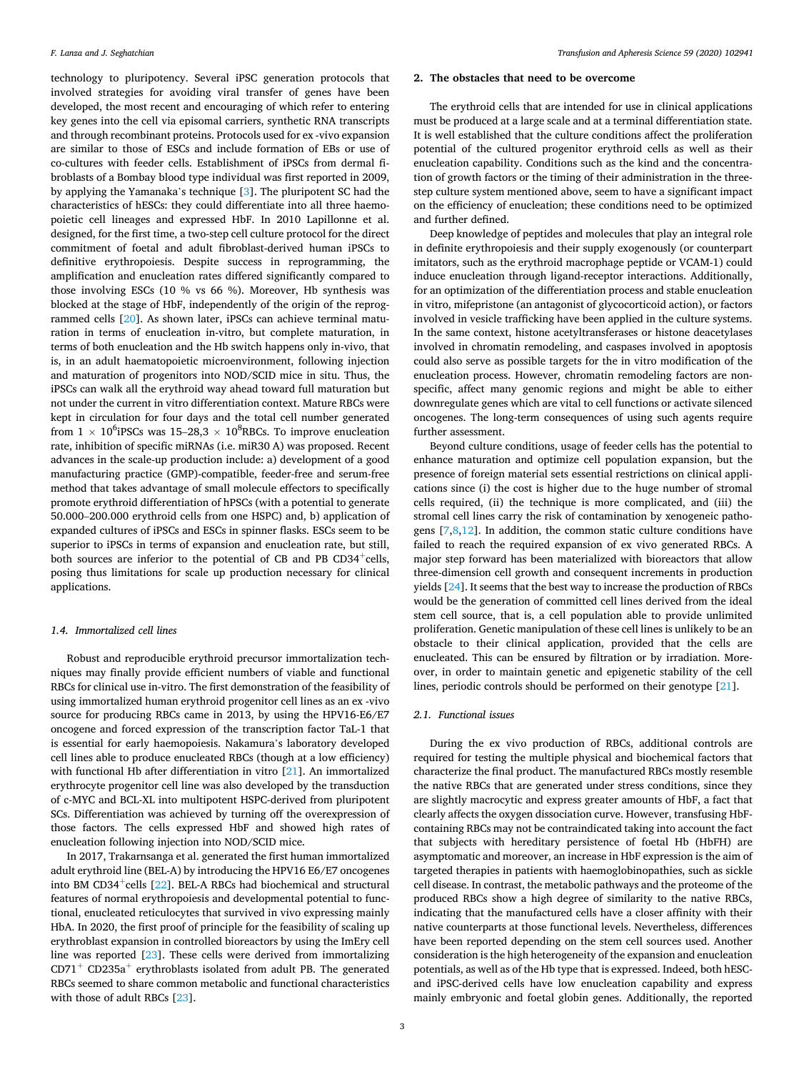technology to pluripotency. Several iPSC generation protocols that involved strategies for avoiding viral transfer of genes have been developed, the most recent and encouraging of which refer to entering key genes into the cell via episomal carriers, synthetic RNA transcripts and through recombinant proteins. Protocols used for ex -vivo expansion are similar to those of ESCs and include formation of EBs or use of co-cultures with feeder cells. Establishment of iPSCs from dermal fibroblasts of a Bombay blood type individual was first reported in 2009, by applying the Yamanaka's technique [3]. The pluripotent SC had the characteristics of hESCs: they could differentiate into all three haemopoietic cell lineages and expressed HbF. In 2010 Lapillonne et al. designed, for the first time, a two-step cell culture protocol for the direct commitment of foetal and adult fibroblast-derived human iPSCs to definitive erythropoiesis. Despite success in reprogramming, the amplification and enucleation rates differed significantly compared to those involving ESCs (10 % vs 66 %). Moreover, Hb synthesis was blocked at the stage of HbF, independently of the origin of the reprogrammed cells [20]. As shown later, iPSCs can achieve terminal maturation in terms of enucleation in-vitro, but complete maturation, in terms of both enucleation and the Hb switch happens only in-vivo, that is, in an adult haematopoietic microenvironment, following injection and maturation of progenitors into NOD/SCID mice in situ. Thus, the iPSCs can walk all the erythroid way ahead toward full maturation but not under the current in vitro differentiation context. Mature RBCs were kept in circulation for four days and the total cell number generated from $1 \times 10^6$iPSCs was 15–28,3 $\times$ $10^8$RBCs. To improve enucleation rate, inhibition of specific miRNAs (i.e. miR30 A) was proposed. Recent advances in the scale-up production include: a) development of a good manufacturing practice (GMP)-compatible, feeder-free and serum-free method that takes advantage of small molecule effectors to specifically promote erythroid differentiation of hPSCs (with a potential to generate 50.000–200.000 erythroid cells from one HSPC) and, b) application of expanded cultures of iPSCs and ESCs in spinner flasks. ESCs seem to be superior to iPSCs in terms of expansion and enucleation rate, but still, both sources are inferior to the potential of CB and PB CD34$^+$cells, posing thus limitations for scale up production necessary for clinical applications.

### *1.4. Immortalized cell lines*

Robust and reproducible erythroid precursor immortalization techniques may finally provide efficient numbers of viable and functional RBCs for clinical use in-vitro. The first demonstration of the feasibility of using immortalized human erythroid progenitor cell lines as an ex -vivo source for producing RBCs came in 2013, by using the HPV16-E6/E7 oncogene and forced expression of the transcription factor TaL-1 that is essential for early haemopoiesis. Nakamura's laboratory developed cell lines able to produce enucleated RBCs (though at a low efficiency) with functional Hb after differentiation in vitro [21]. An immortalized erythrocyte progenitor cell line was also developed by the transduction of c-MYC and BCL-XL into multipotent HSPC-derived from pluripotent SCs. Differentiation was achieved by turning off the overexpression of those factors. The cells expressed HbF and showed high rates of enucleation following injection into NOD/SCID mice.

In 2017, Trakarnsanga et al. generated the first human immortalized adult erythroid line (BEL-A) by introducing the HPV16 E6/E7 oncogenes into BM CD34$^+$cells [22]. BEL-A RBCs had biochemical and structural features of normal erythropoiesis and developmental potential to functional, enucleated reticulocytes that survived in vivo expressing mainly HbA. In 2020, the first proof of principle for the feasibility of scaling up erythroblast expansion in controlled bioreactors by using the ImEry cell line was reported [23]. These cells were derived from immortalizing CD71$^+$ CD235a$^+$ erythroblasts isolated from adult PB. The generated RBCs seemed to share common metabolic and functional characteristics with those of adult RBCs [23].

## 2. The obstacles that need to be overcome

The erythroid cells that are intended for use in clinical applications must be produced at a large scale and at a terminal differentiation state. It is well established that the culture conditions affect the proliferation potential of the cultured progenitor erythroid cells as well as their enucleation capability. Conditions such as the kind and the concentration of growth factors or the timing of their administration in the three-step culture system mentioned above, seem to have a significant impact on the efficiency of enucleation; these conditions need to be optimized and further defined.

Deep knowledge of peptides and molecules that play an integral role in definite erythropoiesis and their supply exogenously (or counterpart imitators, such as the erythroid macrophage peptide or VCAM-1) could induce enucleation through ligand-receptor interactions. Additionally, for an optimization of the differentiation process and stable enucleation in vitro, mifepristone (an antagonist of glycocorticoid action), or factors involved in vesicle trafficking have been applied in the culture systems. In the same context, histone acetyltransferases or histone deacetylases involved in chromatin remodeling, and caspases involved in apoptosis could also serve as possible targets for the in vitro modification of the enucleation process. However, chromatin remodeling factors are non-specific, affect many genomic regions and might be able to either downregulate genes which are vital to cell functions or activate silenced oncogenes. The long-term consequences of using such agents require further assessment.

Beyond culture conditions, usage of feeder cells has the potential to enhance maturation and optimize cell population expansion, but the presence of foreign material sets essential restrictions on clinical applications since (i) the cost is higher due to the huge number of stromal cells required, (ii) the technique is more complicated, and (iii) the stromal cell lines carry the risk of contamination by xenogeneic pathogens [7,8,12]. In addition, the common static culture conditions have failed to reach the required expansion of ex vivo generated RBCs. A major step forward has been materialized with bioreactors that allow three-dimension cell growth and consequent increments in production yields [24]. It seems that the best way to increase the production of RBCs would be the generation of committed cell lines derived from the ideal stem cell source, that is, a cell population able to provide unlimited proliferation. Genetic manipulation of these cell lines is unlikely to be an obstacle to their clinical application, provided that the cells are enucleated. This can be ensured by filtration or by irradiation. Moreover, in order to maintain genetic and epigenetic stability of the cell lines, periodic controls should be performed on their genotype [21].

### *2.1. Functional issues*

During the ex vivo production of RBCs, additional controls are required for testing the multiple physical and biochemical factors that characterize the final product. The manufactured RBCs mostly resemble the native RBCs that are generated under stress conditions, since they are slightly macrocytic and express greater amounts of HbF, a fact that clearly affects the oxygen dissociation curve. However, transfusing HbF-containing RBCs may not be contraindicated taking into account the fact that subjects with hereditary persistence of foetal Hb (HbFH) are asymptomatic and moreover, an increase in HbF expression is the aim of targeted therapies in patients with haemoglobinopathies, such as sickle cell disease. In contrast, the metabolic pathways and the proteome of the produced RBCs show a high degree of similarity to the native RBCs, indicating that the manufactured cells have a closer affinity with their native counterparts at those functional levels. Nevertheless, differences have been reported depending on the stem cell sources used. Another consideration is the high heterogeneity of the expansion and enucleation potentials, as well as of the Hb type that is expressed. Indeed, both hESC- and iPSC-derived cells have low enucleation capability and express mainly embryonic and foetal globin genes. Additionally, the reported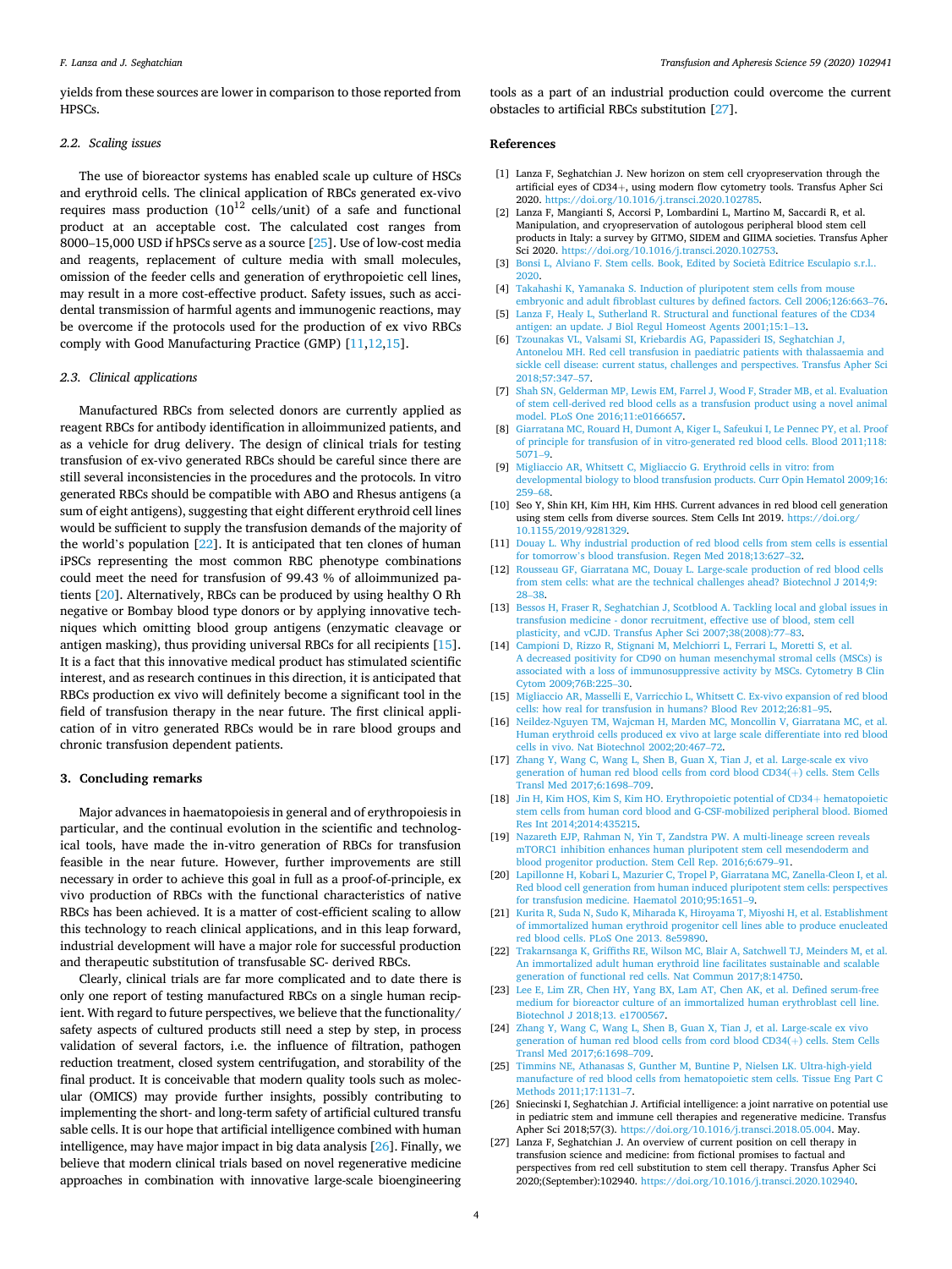yields from these sources are lower in comparison to those reported from HPSCs.

### 2.2. Scaling issues

The use of bioreactor systems has enabled scale up culture of HSCs and erythroid cells. The clinical application of RBCs generated ex-vivo requires mass production ($10^{12}$ cells/unit) of a safe and functional product at an acceptable cost. The calculated cost ranges from 8000–15,000 USD if hPSCs serve as a source [25]. Use of low-cost media and reagents, replacement of culture media with small molecules, omission of the feeder cells and generation of erythropoietic cell lines, may result in a more cost-effective product. Safety issues, such as accidental transmission of harmful agents and immunogenic reactions, may be overcome if the protocols used for the production of ex vivo RBCs comply with Good Manufacturing Practice (GMP) [11,12,15].

### 2.3. Clinical applications

Manufactured RBCs from selected donors are currently applied as reagent RBCs for antibody identification in alloimmunized patients, and as a vehicle for drug delivery. The design of clinical trials for testing transfusion of ex-vivo generated RBCs should be careful since there are still several inconsistencies in the procedures and the protocols. In vitro generated RBCs should be compatible with ABO and Rhesus antigens (a sum of eight antigens), suggesting that eight different erythroid cell lines would be sufficient to supply the transfusion demands of the majority of the world's population [22]. It is anticipated that ten clones of human iPSCs representing the most common RBC phenotype combinations could meet the need for transfusion of 99.43 % of alloimmunized patients [20]. Alternatively, RBCs can be produced by using healthy O Rh negative or Bombay blood type donors or by applying innovative techniques which omitting blood group antigens (enzymatic cleavage or antigen masking), thus providing universal RBCs for all recipients [15]. It is a fact that this innovative medical product has stimulated scientific interest, and as research continues in this direction, it is anticipated that RBCs production ex vivo will definitely become a significant tool in the field of transfusion therapy in the near future. The first clinical application of in vitro generated RBCs would be in rare blood groups and chronic transfusion dependent patients.

## 3. Concluding remarks

Major advances in haematopoiesis in general and of erythropoiesis in particular, and the continual evolution in the scientific and technological tools, have made the in-vitro generation of RBCs for transfusion feasible in the near future. However, further improvements are still necessary in order to achieve this goal in full as a proof-of-principle, ex vivo production of RBCs with the functional characteristics of native RBCs has been achieved. It is a matter of cost-efficient scaling to allow this technology to reach clinical applications, and in this leap forward, industrial development will have a major role for successful production and therapeutic substitution of transfusable SC- derived RBCs.

Clearly, clinical trials are far more complicated and to date there is only one report of testing manufactured RBCs on a single human recipient. With regard to future perspectives, we believe that the functionality/safety aspects of cultured products still need a step by step, in process validation of several factors, i.e. the influence of filtration, pathogen reduction treatment, closed system centrifugation, and storability of the final product. It is conceivable that modern quality tools such as molecular (OMICS) may provide further insights, possibly contributing to implementing the short- and long-term safety of artificial cultured transfusable cells. It is our hope that artificial intelligence combined with human intelligence, may have major impact in big data analysis [26]. Finally, we believe that modern clinical trials based on novel regenerative medicine approaches in combination with innovative large-scale bioengineering tools as a part of an industrial production could overcome the current obstacles to artificial RBCs substitution [27].

## References

[1] Lanza F, Seghatchian J. New horizon on stem cell cryopreservation through the artificial eyes of CD34+, using modern flow cytometry tools. Transfus Apher Sci 2020. https://doi.org/10.1016/j.transci.2020.102785.

[2] Lanza F, Mangianti S, Accorsi P, Lombardini L, Martino M, Saccardi R, et al. Manipulation, and cryopreservation of autologous peripheral blood stem cell products in Italy: a survey by GITMO, SIDEM and GIIMA societies. Transfus Apher Sci 2020. https://doi.org/10.1016/j.transci.2020.102753.

[3] Bonsi L, Alviano F. Stem cells. Book, Edited by Società Editrice Esculapio s.r.l.. 2020.

[4] Takahashi K, Yamanaka S. Induction of pluripotent stem cells from mouse embryonic and adult fibroblast cultures by defined factors. Cell 2006;126:663–76.

[5] Lanza F, Healy L, Sutherland R. Structural and functional features of the CD34 antigen: an update. J Biol Regul Homeost Agents 2001;15:1–13.

[6] Tzounakas VL, Valsami SI, Kriebardis AG, Papassideri IS, Seghatchian J, Antonelou MH. Red cell transfusion in paediatric patients with thalassaemia and sickle cell disease: current status, challenges and perspectives. Transfus Apher Sci 2018;57:347–57.

[7] Shah SN, Gelderman MP, Lewis EM, Farrel J, Wood F, Strader MB, et al. Evaluation of stem cell-derived red blood cells as a transfusion product using a novel animal model. PLoS One 2016;11:e0166657.

[8] Giarratana MC, Rouard H, Dumont A, Kiger L, Safeukui I, Le Pennec PY, et al. Proof of principle for transfusion of in vitro-generated red blood cells. Blood 2011;118: 5071–9.

[9] Migliaccio AR, Whitsett C, Migliaccio G. Erythroid cells in vitro: from developmental biology to blood transfusion products. Curr Opin Hematol 2009;16: 259–68.

[10] Seo Y, Shin KH, Kim HH, Kim HHS. Current advances in red blood cell generation using stem cells from diverse sources. Stem Cells Int 2019. https://doi.org/10.1155/2019/9281329.

[11] Douay L. Why industrial production of red blood cells from stem cells is essential for tomorrow's blood transfusion. Regen Med 2018;13:627–32.

[12] Rousseau GF, Giarratana MC, Douay L. Large-scale production of red blood cells from stem cells: what are the technical challenges ahead? Biotechnol J 2014;9: 28–38.

[13] Bessos H, Fraser R, Seghatchian J, Scotblood A. Tackling local and global issues in transfusion medicine - donor recruitment, effective use of blood, stem cell plasticity, and vCJD. Transfus Apher Sci 2007;38(2008):77–83.

[14] Campioni D, Rizzo R, Stignani M, Melchiorri L, Ferrari L, Moretti S, et al. A decreased positivity for CD90 on human mesenchymal stromal cells (MSCs) is associated with a loss of immunosuppressive activity by MSCs. Cytometry B Clin Cytom 2009;76B:225–30.

[15] Migliaccio AR, Masselli E, Varricchio L, Whitsett C. Ex-vivo expansion of red blood cells: how real for transfusion in humans? Blood Rev 2012;26:81–95.

[16] Neildez-Nguyen TM, Wajcman H, Marden MC, Moncollin V, Giarratana MC, et al. Human erythroid cells produced ex vivo at large scale differentiate into red blood cells in vivo. Nat Biotechnol 2002;20:467–72.

[17] Zhang Y, Wang C, Wang L, Shen B, Guan X, Tian J, et al. Large-scale ex vivo generation of human red blood cells from cord blood CD34(+) cells. Stem Cells Transl Med 2017;6:1698–709.

[18] Jin H, Kim HOS, Kim S, Kim HO. Erythropoietic potential of CD34+ hematopoietic stem cells from human cord blood and G-CSF-mobilized peripheral blood. Biomed Res Int 2014;2014:435215.

[19] Nazareth EJP, Rahman N, Yin T, Zandstra PW. A multi-lineage screen reveals mTORC1 inhibition enhances human pluripotent stem cell mesendoderm and blood progenitor production. Stem Cell Rep. 2016;6:679–91.

[20] Lapillonne H, Kobari L, Mazurier C, Tropel P, Giarratana MC, Zanella-Cleon I, et al. Red blood cell generation from human induced pluripotent stem cells: perspectives for transfusion medicine. Haematol 2010;95:1651–9.

[21] Kurita R, Suda N, Sudo K, Miharada K, Hiroyama T, Miyoshi H, et al. Establishment of immortalized human erythroid progenitor cell lines able to produce enucleated red blood cells. PLoS One 2013. 8e59890.

[22] Trakarnsanga K, Griffiths RE, Wilson MC, Blair A, Satchwell TJ, Meinders M, et al. An immortalized adult human erythroid line facilitates sustainable and scalable generation of functional red cells. Nat Commun 2017;8:14750.

[23] Lee E, Lim ZR, Chen HY, Yang BX, Lam AT, Chen AK, et al. Defined serum-free medium for bioreactor culture of an immortalized human erythroblast cell line. Biotechnol J 2018;13. e1700567.

[24] Zhang Y, Wang C, Wang L, Shen B, Guan X, Tian J, et al. Large-scale ex vivo generation of human red blood cells from cord blood CD34(+) cells. Stem Cells Transl Med 2017;6:1698–709.

[25] Timmins NE, Athanasas S, Gunther M, Buntine P, Nielsen LK. Ultra-high-yield manufacture of red blood cells from hematopoietic stem cells. Tissue Eng Part C Methods 2011;17:1131–7.

[26] Sniecinski I, Seghatchian J. Artificial intelligence: a joint narrative on potential use in pediatric stem and immune cell therapies and regenerative medicine. Transfus Apher Sci 2018;57(3). https://doi.org/10.1016/j.transci.2018.05.004. May.

[27] Lanza F, Seghatchian J. An overview of current position on cell therapy in transfusion science and medicine: from fictional promises to factual and perspectives from red cell substitution to stem cell therapy. Transfus Apher Sci 2020;(September):102940. https://doi.org/10.1016/j.transci.2020.102940.